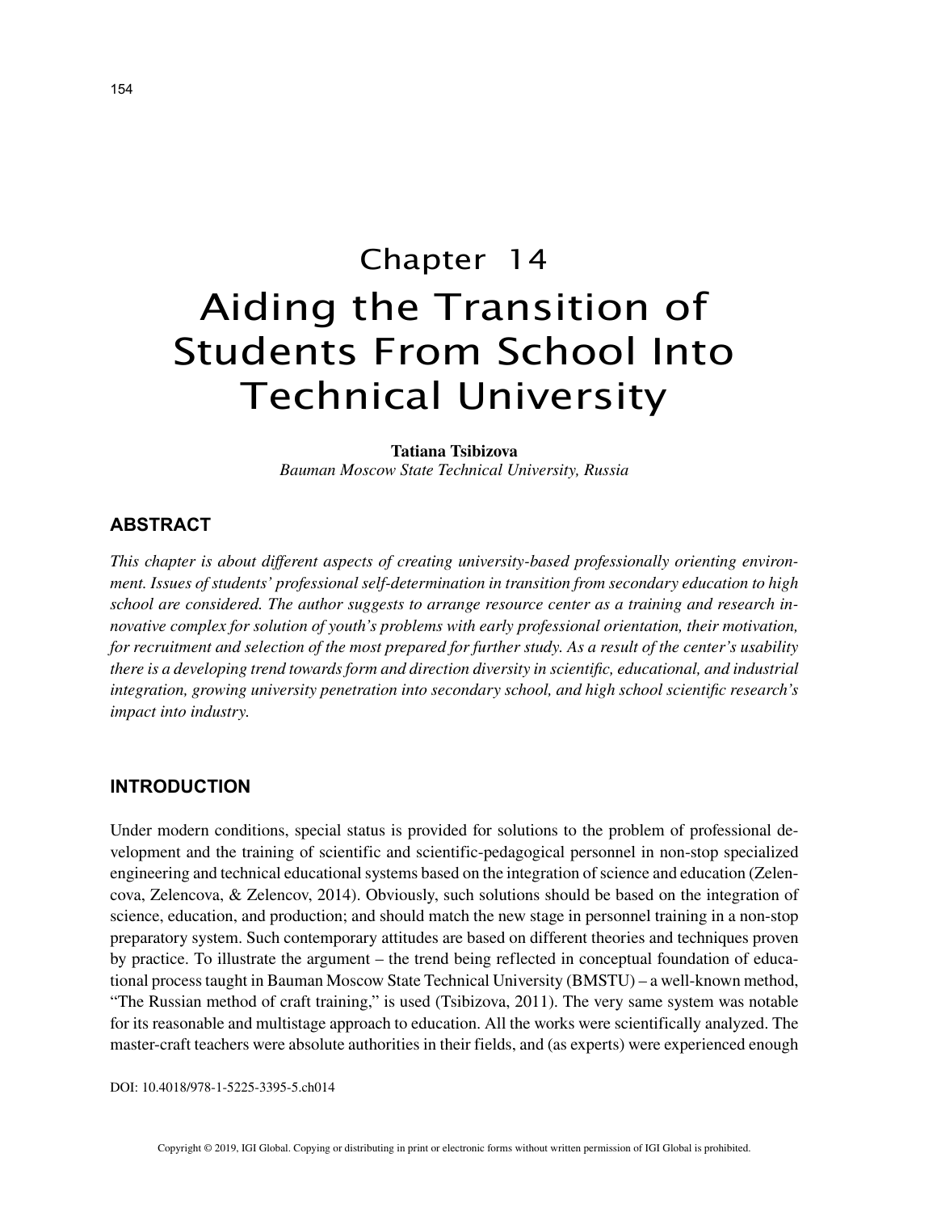# Chapter 14
# Aiding the Transition of Students From School Into Technical University

**Tatiana Tsibizova**
*Bauman Moscow State Technical University, Russia*

## ABSTRACT

*This chapter is about different aspects of creating university-based professionally orienting environment. Issues of students' professional self-determination in transition from secondary education to high school are considered. The author suggests to arrange resource center as a training and research innovative complex for solution of youth's problems with early professional orientation, their motivation, for recruitment and selection of the most prepared for further study. As a result of the center's usability there is a developing trend towards form and direction diversity in scientific, educational, and industrial integration, growing university penetration into secondary school, and high school scientific research's impact into industry.*

## INTRODUCTION

Under modern conditions, special status is provided for solutions to the problem of professional development and the training of scientific and scientific-pedagogical personnel in non-stop specialized engineering and technical educational systems based on the integration of science and education (Zelencova, Zelencova, & Zelencov, 2014). Obviously, such solutions should be based on the integration of science, education, and production; and should match the new stage in personnel training in a non-stop preparatory system. Such contemporary attitudes are based on different theories and techniques proven by practice. To illustrate the argument – the trend being reflected in conceptual foundation of educational process taught in Bauman Moscow State Technical University (BMSTU) – a well-known method, "The Russian method of craft training," is used (Tsibizova, 2011). The very same system was notable for its reasonable and multistage approach to education. All the works were scientifically analyzed. The master-craft teachers were absolute authorities in their fields, and (as experts) were experienced enough

DOI: 10.4018/978-1-5225-3395-5.ch014

Copyright © 2019, IGI Global. Copying or distributing in print or electronic forms without written permission of IGI Global is prohibited.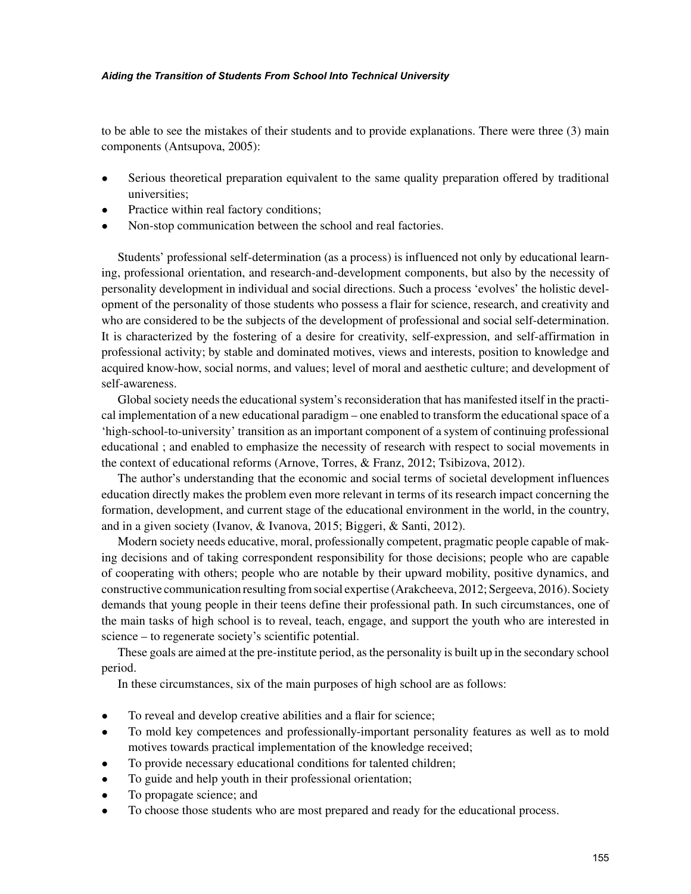to be able to see the mistakes of their students and to provide explanations. There were three (3) main components (Antsupova, 2005):

- Serious theoretical preparation equivalent to the same quality preparation offered by traditional universities;
- Practice within real factory conditions;
- Non-stop communication between the school and real factories.

Students' professional self-determination (as a process) is influenced not only by educational learning, professional orientation, and research-and-development components, but also by the necessity of personality development in individual and social directions. Such a process 'evolves' the holistic development of the personality of those students who possess a flair for science, research, and creativity and who are considered to be the subjects of the development of professional and social self-determination. It is characterized by the fostering of a desire for creativity, self-expression, and self-affirmation in professional activity; by stable and dominated motives, views and interests, position to knowledge and acquired know-how, social norms, and values; level of moral and aesthetic culture; and development of self-awareness.

Global society needs the educational system's reconsideration that has manifested itself in the practical implementation of a new educational paradigm – one enabled to transform the educational space of a 'high-school-to-university' transition as an important component of a system of continuing professional educational ; and enabled to emphasize the necessity of research with respect to social movements in the context of educational reforms (Arnove, Torres, & Franz, 2012; Tsibizova, 2012).

The author's understanding that the economic and social terms of societal development influences education directly makes the problem even more relevant in terms of its research impact concerning the formation, development, and current stage of the educational environment in the world, in the country, and in a given society (Ivanov, & Ivanova, 2015; Biggeri, & Santi, 2012).

Modern society needs educative, moral, professionally competent, pragmatic people capable of making decisions and of taking correspondent responsibility for those decisions; people who are capable of cooperating with others; people who are notable by their upward mobility, positive dynamics, and constructive communication resulting from social expertise (Arakcheeva, 2012; Sergeeva, 2016). Society demands that young people in their teens define their professional path. In such circumstances, one of the main tasks of high school is to reveal, teach, engage, and support the youth who are interested in science – to regenerate society's scientific potential.

These goals are aimed at the pre-institute period, as the personality is built up in the secondary school period.

In these circumstances, six of the main purposes of high school are as follows:

- To reveal and develop creative abilities and a flair for science;
- To mold key competences and professionally-important personality features as well as to mold motives towards practical implementation of the knowledge received;
- To provide necessary educational conditions for talented children;
- To guide and help youth in their professional orientation;
- To propagate science; and
- To choose those students who are most prepared and ready for the educational process.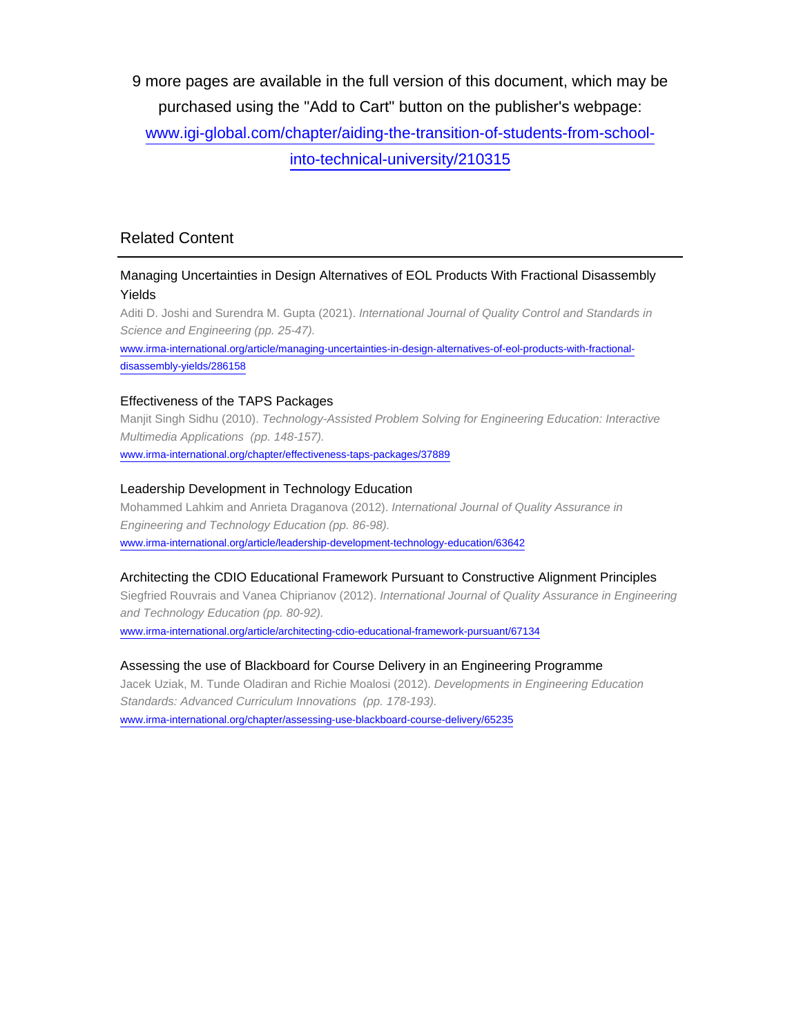9 more pages are available in the full version of this document, which may be purchased using the "Add to Cart" button on the publisher's webpage: [www.igi-global.com/chapter/aiding-the-transition-of-students-from-school-into-technical-university/210315](www.igi-global.com/chapter/aiding-the-transition-of-students-from-school-into-technical-university/210315)

## Related Content

Managing Uncertainties in Design Alternatives of EOL Products With Fractional Disassembly Yields

Aditi D. Joshi and Surendra M. Gupta (2021). *International Journal of Quality Control and Standards in Science and Engineering (pp. 25-47).*

[www.irma-international.org/article/managing-uncertainties-in-design-alternatives-of-eol-products-with-fractional-disassembly-yields/286158](www.irma-international.org/article/managing-uncertainties-in-design-alternatives-of-eol-products-with-fractional-disassembly-yields/286158)

Effectiveness of the TAPS Packages

Manjit Singh Sidhu (2010). *Technology-Assisted Problem Solving for Engineering Education: Interactive Multimedia Applications (pp. 148-157).*

[www.irma-international.org/chapter/effectiveness-taps-packages/37889](www.irma-international.org/chapter/effectiveness-taps-packages/37889)

Leadership Development in Technology Education

Mohammed Lahkim and Anrieta Draganova (2012). *International Journal of Quality Assurance in Engineering and Technology Education (pp. 86-98).*

[www.irma-international.org/article/leadership-development-technology-education/63642](www.irma-international.org/article/leadership-development-technology-education/63642)

Architecting the CDIO Educational Framework Pursuant to Constructive Alignment Principles

Siegfried Rouvrais and Vanea Chiprianov (2012). *International Journal of Quality Assurance in Engineering and Technology Education (pp. 80-92).*

[www.irma-international.org/article/architecting-cdio-educational-framework-pursuant/67134](www.irma-international.org/article/architecting-cdio-educational-framework-pursuant/67134)

Assessing the use of Blackboard for Course Delivery in an Engineering Programme

Jacek Uziak, M. Tunde Oladiran and Richie Moalosi (2012). *Developments in Engineering Education Standards: Advanced Curriculum Innovations (pp. 178-193).*

[www.irma-international.org/chapter/assessing-use-blackboard-course-delivery/65235](www.irma-international.org/chapter/assessing-use-blackboard-course-delivery/65235)